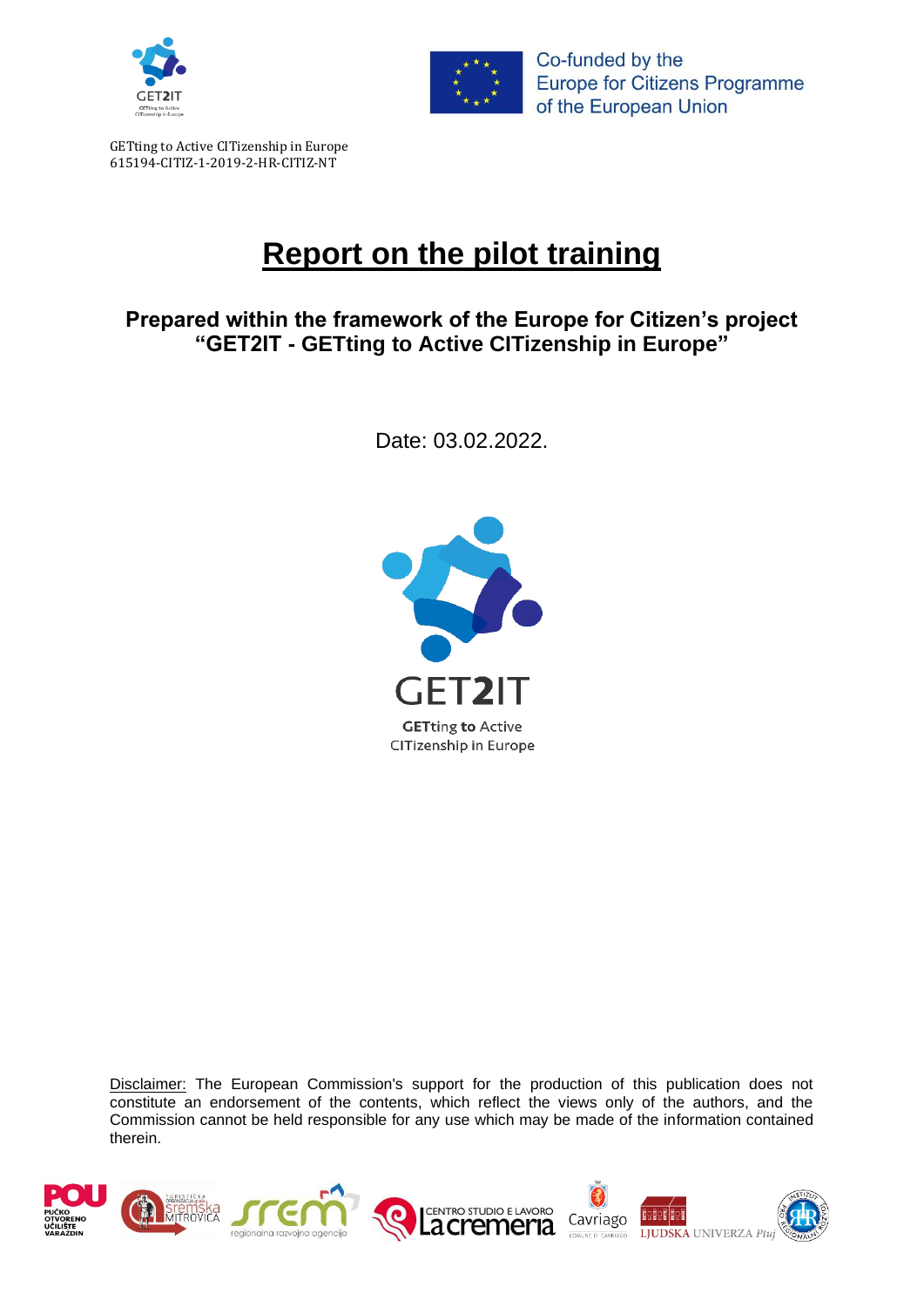Co-funded by the Europe for Citizens Programme of the European Union

GETting to Active CITizenship in Europe
615194-CITIZ-1-2019-2-HR-CITIZ-NT

# Report on the pilot training

### Prepared within the framework of the Europe for Citizen's project "GET2IT - GETting to Active CITizenship in Europe"

Date: 03.02.2022.

GET2IT

GETting to Active CITizenship in Europe

Disclaimer: The European Commission's support for the production of this publication does not constitute an endorsement of the contents, which reflect the views only of the authors, and the Commission cannot be held responsible for any use which may be made of the information contained therein.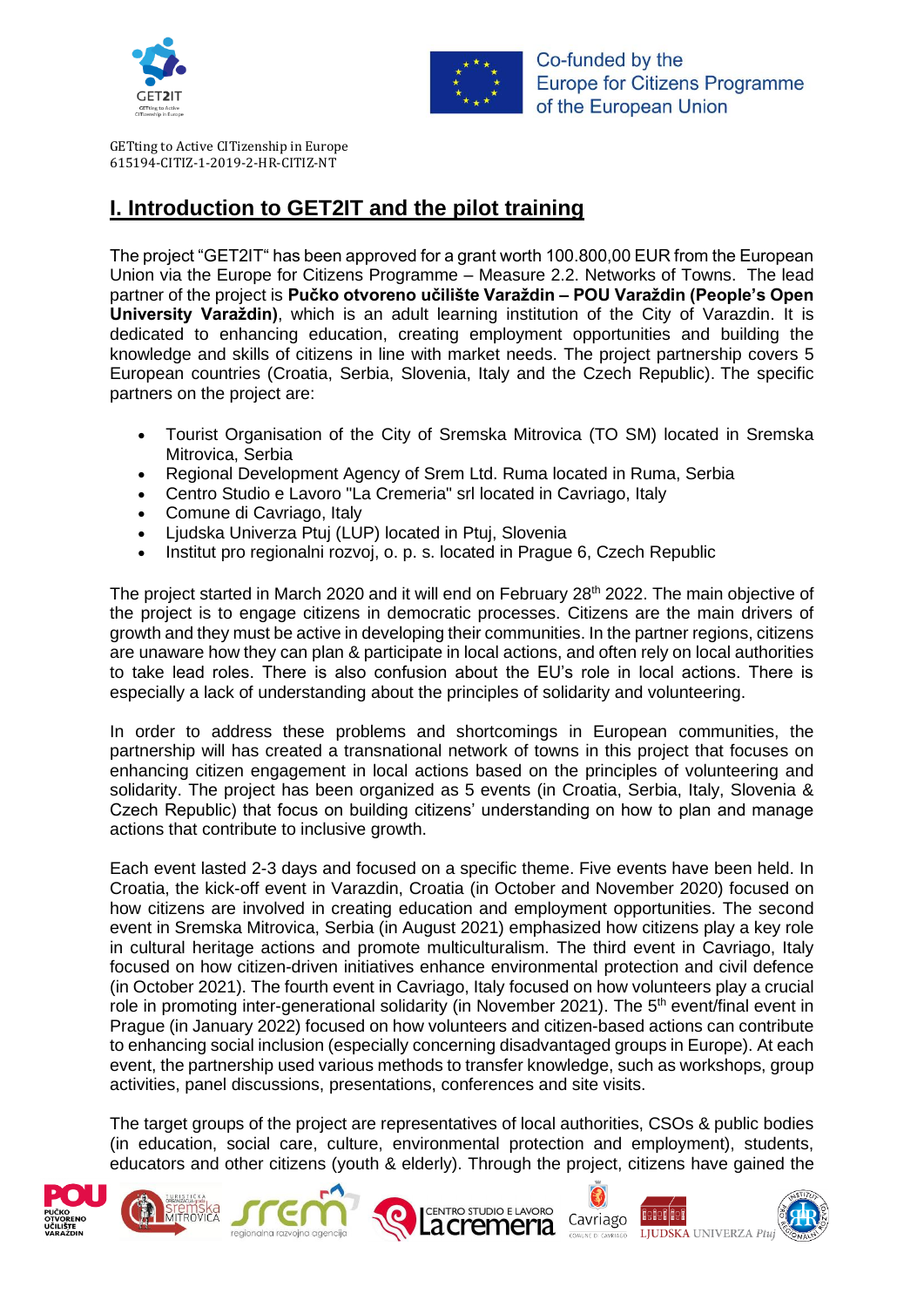## I. Introduction to GET2IT and the pilot training

The project "GET2IT" has been approved for a grant worth 100.800,00 EUR from the European Union via the Europe for Citizens Programme – Measure 2.2. Networks of Towns. The lead partner of the project is **Pučko otvoreno učilište Varaždin – POU Varaždin (People's Open University Varaždin)**, which is an adult learning institution of the City of Varazdin. It is dedicated to enhancing education, creating employment opportunities and building the knowledge and skills of citizens in line with market needs. The project partnership covers 5 European countries (Croatia, Serbia, Slovenia, Italy and the Czech Republic). The specific partners on the project are:

- Tourist Organisation of the City of Sremska Mitrovica (TO SM) located in Sremska Mitrovica, Serbia
- Regional Development Agency of Srem Ltd. Ruma located in Ruma, Serbia
- Centro Studio e Lavoro "La Cremeria" srl located in Cavriago, Italy
- Comune di Cavriago, Italy
- Ljudska Univerza Ptuj (LUP) located in Ptuj, Slovenia
- Institut pro regionalni rozvoj, o. p. s. located in Prague 6, Czech Republic

The project started in March 2020 and it will end on February 28th 2022. The main objective of the project is to engage citizens in democratic processes. Citizens are the main drivers of growth and they must be active in developing their communities. In the partner regions, citizens are unaware how they can plan & participate in local actions, and often rely on local authorities to take lead roles. There is also confusion about the EU's role in local actions. There is especially a lack of understanding about the principles of solidarity and volunteering.

In order to address these problems and shortcomings in European communities, the partnership will has created a transnational network of towns in this project that focuses on enhancing citizen engagement in local actions based on the principles of volunteering and solidarity. The project has been organized as 5 events (in Croatia, Serbia, Italy, Slovenia & Czech Republic) that focus on building citizens' understanding on how to plan and manage actions that contribute to inclusive growth.

Each event lasted 2-3 days and focused on a specific theme. Five events have been held. In Croatia, the kick-off event in Varazdin, Croatia (in October and November 2020) focused on how citizens are involved in creating education and employment opportunities. The second event in Sremska Mitrovica, Serbia (in August 2021) emphasized how citizens play a key role in cultural heritage actions and promote multiculturalism. The third event in Cavriago, Italy focused on how citizen-driven initiatives enhance environmental protection and civil defence (in October 2021). The fourth event in Cavriago, Italy focused on how volunteers play a crucial role in promoting inter-generational solidarity (in November 2021). The 5th event/final event in Prague (in January 2022) focused on how volunteers and citizen-based actions can contribute to enhancing social inclusion (especially concerning disadvantaged groups in Europe). At each event, the partnership used various methods to transfer knowledge, such as workshops, group activities, panel discussions, presentations, conferences and site visits.

The target groups of the project are representatives of local authorities, CSOs & public bodies (in education, social care, culture, environmental protection and employment), students, educators and other citizens (youth & elderly). Through the project, citizens have gained the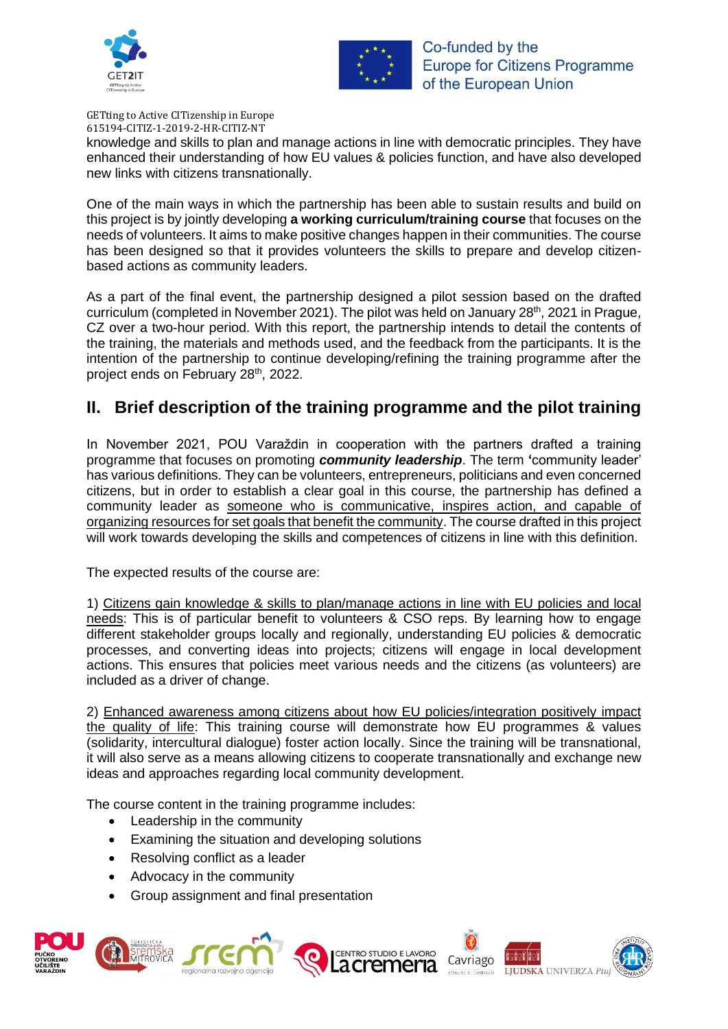knowledge and skills to plan and manage actions in line with democratic principles. They have enhanced their understanding of how EU values & policies function, and have also developed new links with citizens transnationally.

One of the main ways in which the partnership has been able to sustain results and build on this project is by jointly developing **a working curriculum/training course** that focuses on the needs of volunteers. It aims to make positive changes happen in their communities. The course has been designed so that it provides volunteers the skills to prepare and develop citizen-based actions as community leaders.

As a part of the final event, the partnership designed a pilot session based on the drafted curriculum (completed in November 2021). The pilot was held on January 28th, 2021 in Prague, CZ over a two-hour period. With this report, the partnership intends to detail the contents of the training, the materials and methods used, and the feedback from the participants. It is the intention of the partnership to continue developing/refining the training programme after the project ends on February 28th, 2022.

## II. Brief description of the training programme and the pilot training

In November 2021, POU Varaždin in cooperation with the partners drafted a training programme that focuses on promoting ***community leadership***. The term **'**community leader' has various definitions. They can be volunteers, entrepreneurs, politicians and even concerned citizens, but in order to establish a clear goal in this course, the partnership has defined a community leader as someone who is communicative, inspires action, and capable of organizing resources for set goals that benefit the community. The course drafted in this project will work towards developing the skills and competences of citizens in line with this definition.

The expected results of the course are:

1) Citizens gain knowledge & skills to plan/manage actions in line with EU policies and local needs: This is of particular benefit to volunteers & CSO reps. By learning how to engage different stakeholder groups locally and regionally, understanding EU policies & democratic processes, and converting ideas into projects; citizens will engage in local development actions. This ensures that policies meet various needs and the citizens (as volunteers) are included as a driver of change.

2) Enhanced awareness among citizens about how EU policies/integration positively impact the quality of life: This training course will demonstrate how EU programmes & values (solidarity, intercultural dialogue) foster action locally. Since the training will be transnational, it will also serve as a means allowing citizens to cooperate transnationally and exchange new ideas and approaches regarding local community development.

The course content in the training programme includes:

- Leadership in the community
- Examining the situation and developing solutions
- Resolving conflict as a leader
- Advocacy in the community
- Group assignment and final presentation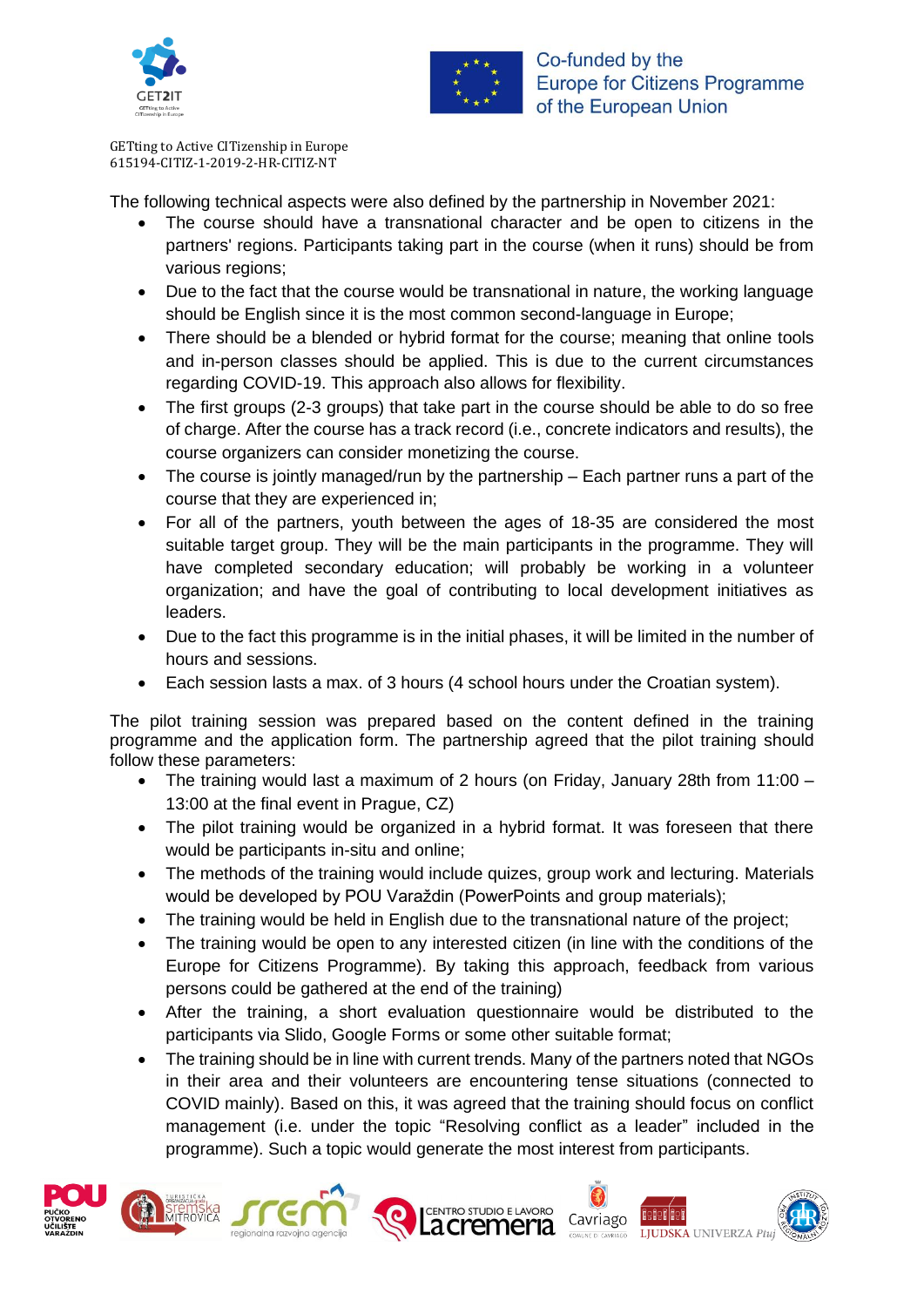The following technical aspects were also defined by the partnership in November 2021:

- The course should have a transnational character and be open to citizens in the partners' regions. Participants taking part in the course (when it runs) should be from various regions;
- Due to the fact that the course would be transnational in nature, the working language should be English since it is the most common second-language in Europe;
- There should be a blended or hybrid format for the course; meaning that online tools and in-person classes should be applied. This is due to the current circumstances regarding COVID-19. This approach also allows for flexibility.
- The first groups (2-3 groups) that take part in the course should be able to do so free of charge. After the course has a track record (i.e., concrete indicators and results), the course organizers can consider monetizing the course.
- The course is jointly managed/run by the partnership – Each partner runs a part of the course that they are experienced in;
- For all of the partners, youth between the ages of 18-35 are considered the most suitable target group. They will be the main participants in the programme. They will have completed secondary education; will probably be working in a volunteer organization; and have the goal of contributing to local development initiatives as leaders.
- Due to the fact this programme is in the initial phases, it will be limited in the number of hours and sessions.
- Each session lasts a max. of 3 hours (4 school hours under the Croatian system).

The pilot training session was prepared based on the content defined in the training programme and the application form. The partnership agreed that the pilot training should follow these parameters:

- The training would last a maximum of 2 hours (on Friday, January 28th from 11:00 – 13:00 at the final event in Prague, CZ)
- The pilot training would be organized in a hybrid format. It was foreseen that there would be participants in-situ and online;
- The methods of the training would include quizes, group work and lecturing. Materials would be developed by POU Varaždin (PowerPoints and group materials);
- The training would be held in English due to the transnational nature of the project;
- The training would be open to any interested citizen (in line with the conditions of the Europe for Citizens Programme). By taking this approach, feedback from various persons could be gathered at the end of the training)
- After the training, a short evaluation questionnaire would be distributed to the participants via Slido, Google Forms or some other suitable format;
- The training should be in line with current trends. Many of the partners noted that NGOs in their area and their volunteers are encountering tense situations (connected to COVID mainly). Based on this, it was agreed that the training should focus on conflict management (i.e. under the topic "Resolving conflict as a leader" included in the programme). Such a topic would generate the most interest from participants.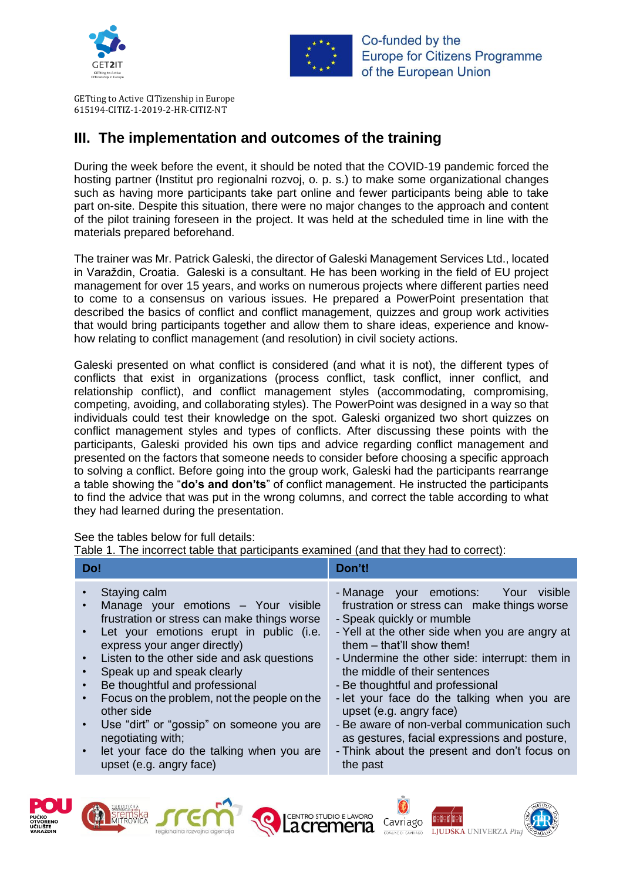GETting to Active CITizenship in Europe
615194-CITIZ-1-2019-2-HR-CITIZ-NT

## III. The implementation and outcomes of the training

During the week before the event, it should be noted that the COVID-19 pandemic forced the hosting partner (Institut pro regionalni rozvoj, o. p. s.) to make some organizational changes such as having more participants take part online and fewer participants being able to take part on-site. Despite this situation, there were no major changes to the approach and content of the pilot training foreseen in the project. It was held at the scheduled time in line with the materials prepared beforehand.

The trainer was Mr. Patrick Galeski, the director of Galeski Management Services Ltd., located in Varaždin, Croatia. Galeski is a consultant. He has been working in the field of EU project management for over 15 years, and works on numerous projects where different parties need to come to a consensus on various issues. He prepared a PowerPoint presentation that described the basics of conflict and conflict management, quizzes and group work activities that would bring participants together and allow them to share ideas, experience and know-how relating to conflict management (and resolution) in civil society actions.

Galeski presented on what conflict is considered (and what it is not), the different types of conflicts that exist in organizations (process conflict, task conflict, inner conflict, and relationship conflict), and conflict management styles (accommodating, compromising, competing, avoiding, and collaborating styles). The PowerPoint was designed in a way so that individuals could test their knowledge on the spot. Galeski organized two short quizzes on conflict management styles and types of conflicts. After discussing these points with the participants, Galeski provided his own tips and advice regarding conflict management and presented on the factors that someone needs to consider before choosing a specific approach to solving a conflict. Before going into the group work, Galeski had the participants rearrange a table showing the "**do's and don'ts**" of conflict management. He instructed the participants to find the advice that was put in the wrong columns, and correct the table according to what they had learned during the presentation.

See the tables below for full details:
Table 1. The incorrect table that participants examined (and that they had to correct):

| Do! | Don't! |
|---|---|
| • Staying calm<br>• Manage your emotions – Your visible frustration or stress can make things worse<br>• Let your emotions erupt in public (i.e. express your anger directly)<br>• Listen to the other side and ask questions<br>• Speak up and speak clearly<br>• Be thoughtful and professional<br>• Focus on the problem, not the people on the other side<br>• Use "dirt" or "gossip" on someone you are negotiating with;<br>• let your face do the talking when you are upset (e.g. angry face) | - Manage your emotions: Your visible frustration or stress can make things worse<br>- Speak quickly or mumble<br>- Yell at the other side when you are angry at them – that'll show them!<br>- Undermine the other side: interrupt: them in the middle of their sentences<br>- Be thoughtful and professional<br>- let your face do the talking when you are upset (e.g. angry face)<br>- Be aware of non-verbal communication such as gestures, facial expressions and posture,<br>- Think about the present and don't focus on the past |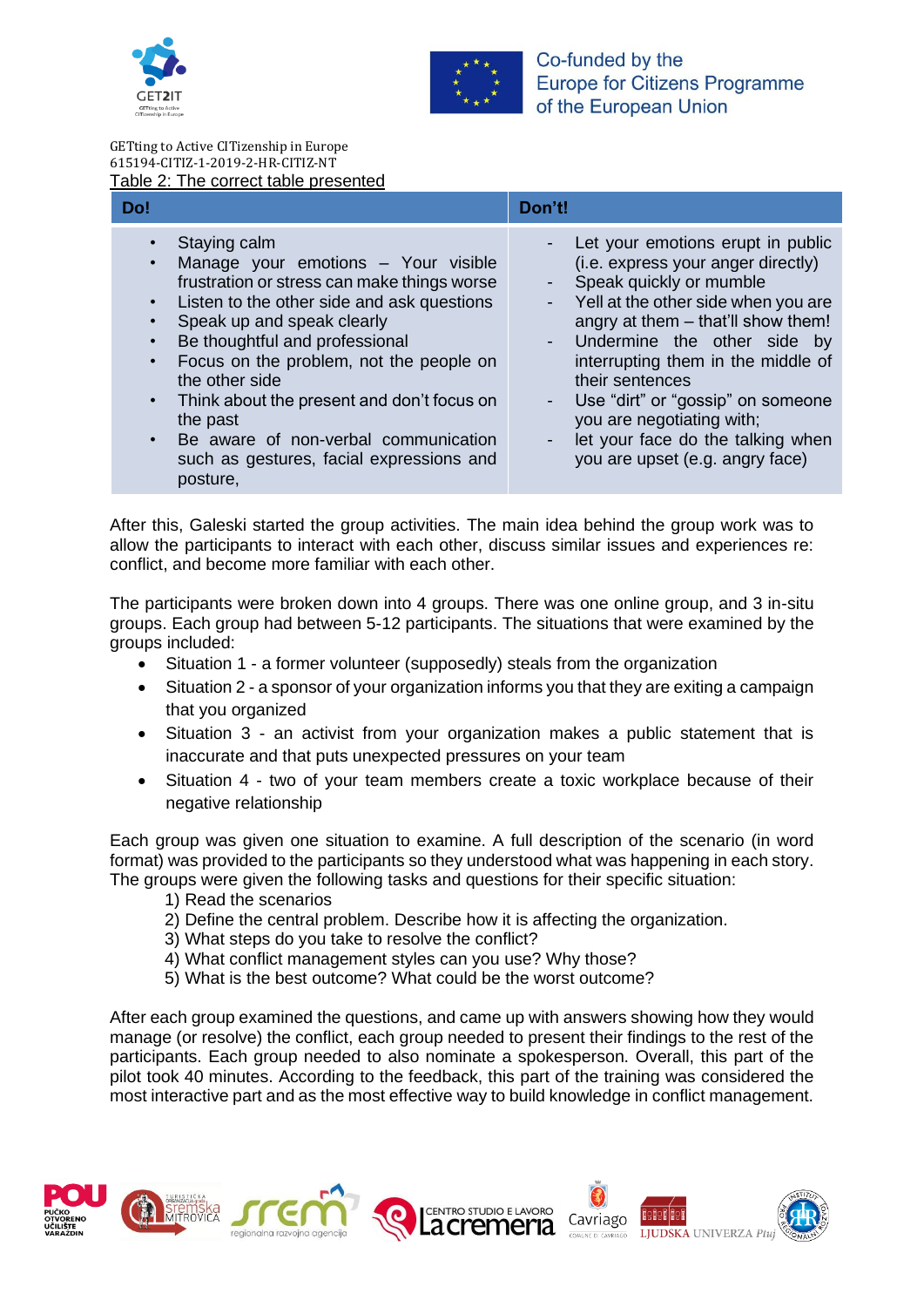GETting to Active CITizenship in Europe
615194-CITIZ-1-2019-2-HR-CITIZ-NT

Table 2: The correct table presented

| Do! | Don't! |
|---|---|
| • Staying calm<br>• Manage your emotions – Your visible frustration or stress can make things worse<br>• Listen to the other side and ask questions<br>• Speak up and speak clearly<br>• Be thoughtful and professional<br>• Focus on the problem, not the people on the other side<br>• Think about the present and don't focus on the past<br>• Be aware of non-verbal communication such as gestures, facial expressions and posture, | - Let your emotions erupt in public (i.e. express your anger directly)<br>- Speak quickly or mumble<br>- Yell at the other side when you are angry at them – that'll show them!<br>- Undermine the other side by interrupting them in the middle of their sentences<br>- Use "dirt" or "gossip" on someone you are negotiating with;<br>- let your face do the talking when you are upset (e.g. angry face) |

After this, Galeski started the group activities. The main idea behind the group work was to allow the participants to interact with each other, discuss similar issues and experiences re: conflict, and become more familiar with each other.

The participants were broken down into 4 groups. There was one online group, and 3 in-situ groups. Each group had between 5-12 participants. The situations that were examined by the groups included:

- Situation 1 - a former volunteer (supposedly) steals from the organization
- Situation 2 - a sponsor of your organization informs you that they are exiting a campaign that you organized
- Situation 3 - an activist from your organization makes a public statement that is inaccurate and that puts unexpected pressures on your team
- Situation 4 - two of your team members create a toxic workplace because of their negative relationship

Each group was given one situation to examine. A full description of the scenario (in word format) was provided to the participants so they understood what was happening in each story. The groups were given the following tasks and questions for their specific situation:

1) Read the scenarios
2) Define the central problem. Describe how it is affecting the organization.
3) What steps do you take to resolve the conflict?
4) What conflict management styles can you use? Why those?
5) What is the best outcome? What could be the worst outcome?

After each group examined the questions, and came up with answers showing how they would manage (or resolve) the conflict, each group needed to present their findings to the rest of the participants. Each group needed to also nominate a spokesperson. Overall, this part of the pilot took 40 minutes. According to the feedback, this part of the training was considered the most interactive part and as the most effective way to build knowledge in conflict management.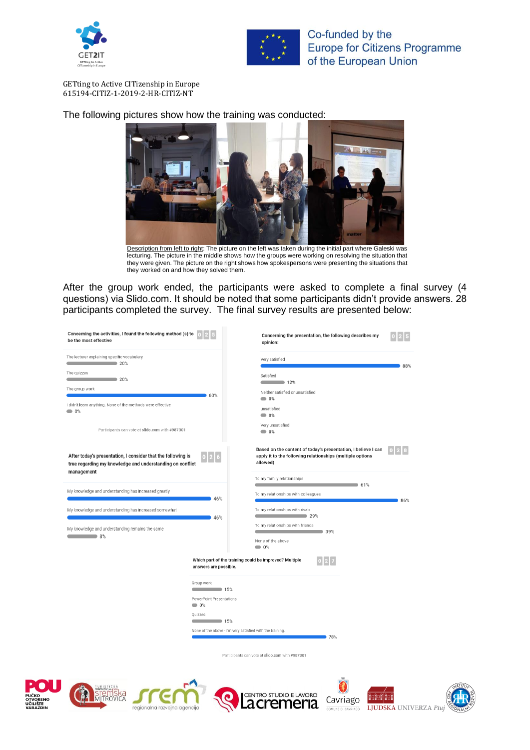The following pictures show how the training was conducted:

Description from left to right: The picture on the left was taken during the initial part where Galeski was lecturing. The picture in the middle shows how the groups were working on resolving the situation that they were given. The picture on the right shows how spokespersons were presenting the situations that they worked on and how they solved them.

After the group work ended, the participants were asked to complete a final survey (4 questions) via Slido.com. It should be noted that some participants didn't provide answers. 28 participants completed the survey. The final survey results are presented below:

**Concerning the activities, I found the following method (s) to be the most effective** (025)

| Answer | % |
|---|---|
| The lecturer explaining specific vocabulary | 20% |
| The quizzes | 20% |
| The group work | 60% |
| I didn't learn anything. None of the methods were effective | 0% |

Participants can vote at slido.com with #987301

**Concerning the presentation, the following describes my opinion:** (025)

| Answer | % |
|---|---|
| Very satisfied | 88% |
| Satisfied | 12% |
| Neither satisfied or unsatisfied | 0% |
| unsatisfied | 0% |
| Very unsatisfied | 0% |

**After today's presentation, I consider that the following is true regarding my knowledge and understanding on conflict management** (026)

| Answer | % |
|---|---|
| My knowledge and understanding has increased greatly | 46% |
| My knowledge and understanding has increased somewhat | 46% |
| My knowledge and understanding remains the same | 8% |

**Based on the content of today's presentation, I believe I can apply it to the following relationships (multiple options allowed)** (028)

| Answer | % |
|---|---|
| To my family relationships | 61% |
| To my relationships with colleagues | 86% |
| To my relationships with rivals | 29% |
| To my relationships with friends | 39% |
| None of the above | 0% |

**Which part of the training could be improved? Multiple answers are possible.** (027)

| Answer | % |
|---|---|
| Group work | 15% |
| PowerPoint Presentations | 0% |
| Quizzes | 15% |
| None of the above - I'm very satisfied with the training. | 78% |

Participants can vote at slido.com with #987301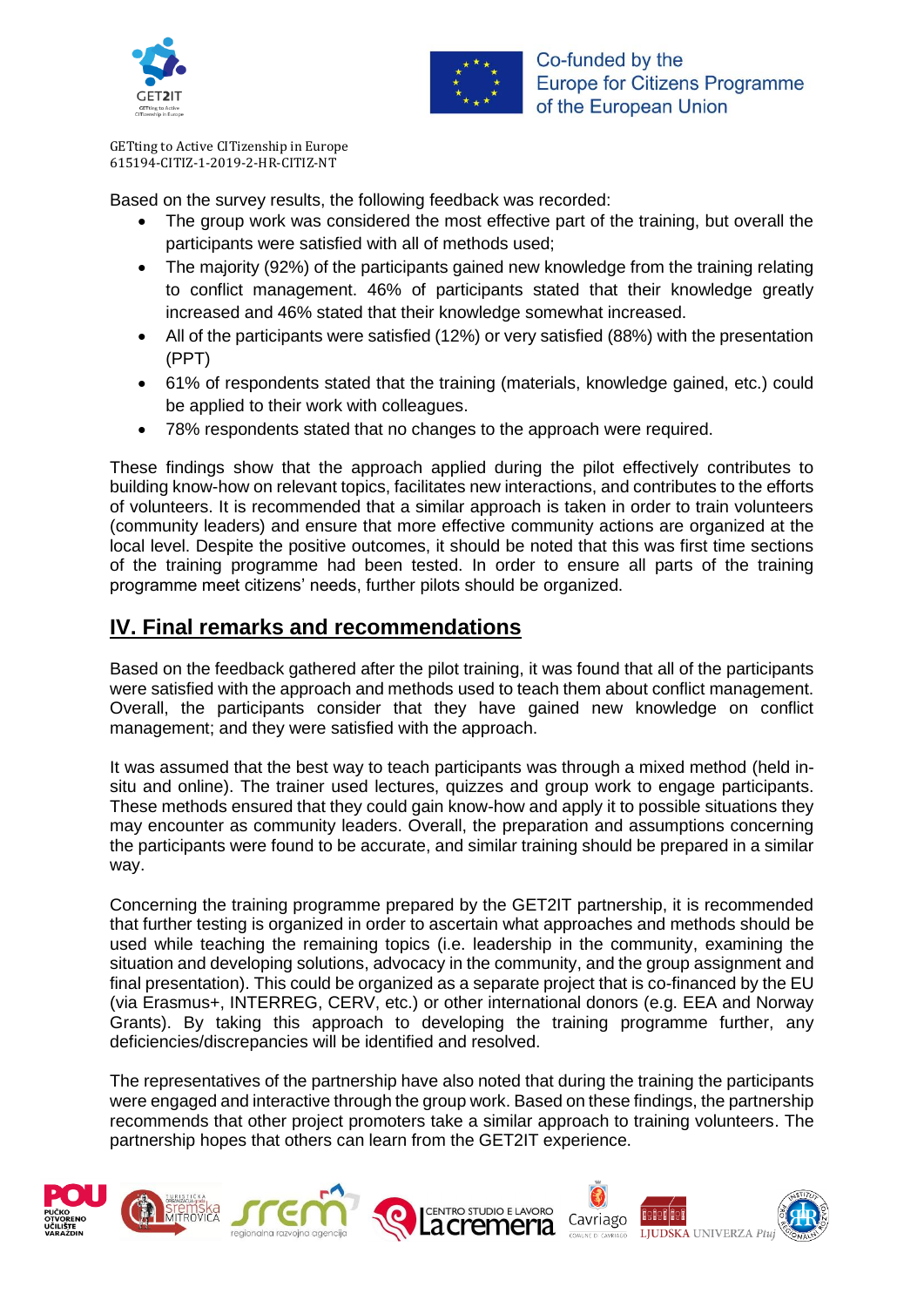Based on the survey results, the following feedback was recorded:

- The group work was considered the most effective part of the training, but overall the participants were satisfied with all of methods used;
- The majority (92%) of the participants gained new knowledge from the training relating to conflict management. 46% of participants stated that their knowledge greatly increased and 46% stated that their knowledge somewhat increased.
- All of the participants were satisfied (12%) or very satisfied (88%) with the presentation (PPT)
- 61% of respondents stated that the training (materials, knowledge gained, etc.) could be applied to their work with colleagues.
- 78% respondents stated that no changes to the approach were required.

These findings show that the approach applied during the pilot effectively contributes to building know-how on relevant topics, facilitates new interactions, and contributes to the efforts of volunteers. It is recommended that a similar approach is taken in order to train volunteers (community leaders) and ensure that more effective community actions are organized at the local level. Despite the positive outcomes, it should be noted that this was first time sections of the training programme had been tested. In order to ensure all parts of the training programme meet citizens' needs, further pilots should be organized.

## IV. Final remarks and recommendations

Based on the feedback gathered after the pilot training, it was found that all of the participants were satisfied with the approach and methods used to teach them about conflict management. Overall, the participants consider that they have gained new knowledge on conflict management; and they were satisfied with the approach.

It was assumed that the best way to teach participants was through a mixed method (held in-situ and online). The trainer used lectures, quizzes and group work to engage participants. These methods ensured that they could gain know-how and apply it to possible situations they may encounter as community leaders. Overall, the preparation and assumptions concerning the participants were found to be accurate, and similar training should be prepared in a similar way.

Concerning the training programme prepared by the GET2IT partnership, it is recommended that further testing is organized in order to ascertain what approaches and methods should be used while teaching the remaining topics (i.e. leadership in the community, examining the situation and developing solutions, advocacy in the community, and the group assignment and final presentation). This could be organized as a separate project that is co-financed by the EU (via Erasmus+, INTERREG, CERV, etc.) or other international donors (e.g. EEA and Norway Grants). By taking this approach to developing the training programme further, any deficiencies/discrepancies will be identified and resolved.

The representatives of the partnership have also noted that during the training the participants were engaged and interactive through the group work. Based on these findings, the partnership recommends that other project promoters take a similar approach to training volunteers. The partnership hopes that others can learn from the GET2IT experience.